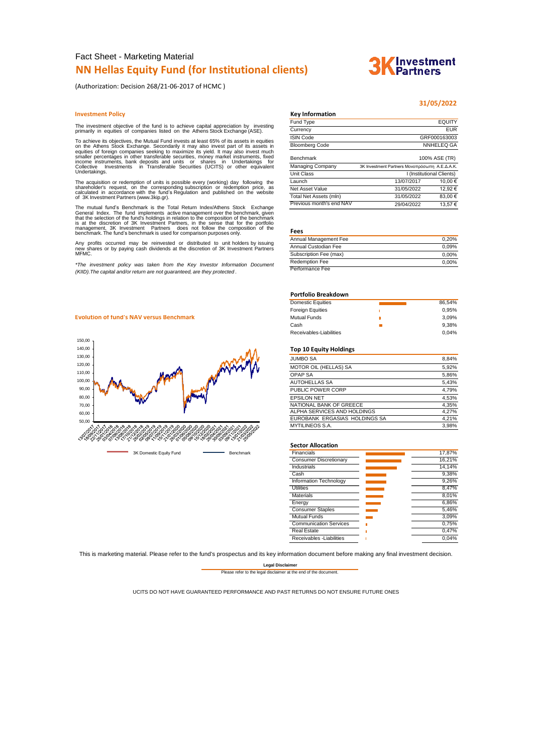Fact Sheet - Marketing Material

# NN Hellas Equity Fund (for Institutional clients)

(Authorization: Decision 268/21-06-2017 of HCMC )

**31/05/2022**

## Investment Policy

The investment objective of the fund is to achieve capital appreciation by investing primarily in equities of companies listed on the Athens Stock Exchange (ASE).

To achieve its objectives, the Mutual Fund invests at least 65% of its assets in equities on the Athens Stock Exchange. Secondarily it may also invest part of its assets in equities of foreign companies seeking to maximize its yield. It may also invest much smaller percentages in other transferable securities, money market instruments, fixed income instruments, bank deposits and units or shares in Undertakings for Collective Investments in Transferable Securities (UCITS) or other equivalent Undertakings.

The acquisition or redemption of units is possible every (working) day following the shareholder's request, on the corresponding subscription or redemption price, as calculated in accordance with the fund's Regulation and published on the website of 3K Investment Partners (www.3kip.gr).

The mutual fund's Benchmark is the Total Return Index/Athens Stock Exchange General Index. The fund implements active management over the benchmark, given that the selection of the fund's holdings in relation to the composition of the benchmark is at the discretion of 3K Investment Partners, in the sense that for the portfolio management, 3K Investment Partners does not follow the composition of the benchmark. The fund's benchmark is used for comparison purposes only.

Any profits occurred may be reinvested or distributed to unit holders by issuing new shares or by paying cash dividends at the discretion of 3K Investment Partners MFMC.

*\*The investment policy was taken from the Key Investor Information Document (KIID).The capital and/or return are not guaranteed, are they protected .*

## Key Information

| | | |
|---|---|---|
| Fund Type | | EQUITY |
| Currency | | EUR |
| ISIN Code | | GRF000163003 |
| Bloomberg Code | | NNHELEQ GA |
| Benchmark | | 100% ASE (TR) |
| Managing Company | | 3K Investment Partners Μονοπρόσωπη Α.Ε.Δ.Α.Κ. |
| Unit Class | | I (Institutional Clients) |
| Launch | 13/07/2017 | 10,00 € |
| Net Asset Value | 31/05/2022 | 12,92 € |
| Total Net Assets (mln) | 31/05/2022 | 83,00 € |
| Previous month's end NAV | 29/04/2022 | 13,57 € |

## Fees

| | |
|---|---|
| Annual Management Fee | 0,20% |
| Annual Custodian Fee | 0,09% |
| Subscription Fee (max) | 0,00% |
| Redemption Fee | 0,00% |
| Performance Fee | |

## Evolution of fund's NAV versus Benchmark

3K Domestic Equity Fund — Benchmark

## Portfolio Breakdown

| | |
|---|---|
| Domestic Equities | 86,54% |
| Foreign Equities | 0,95% |
| Mutual Funds | 3,09% |
| Cash | 9,38% |
| Receivables-Liabilities | 0,04% |

## Top 10 Equity Holdings

| | |
|---|---|
| JUMBO SA | 8,84% |
| MOTOR OIL (HELLAS) SA | 5,92% |
| OPAP SA | 5,86% |
| AUTOHELLAS SA | 5,43% |
| PUBLIC POWER CORP | 4,79% |
| EPSILON NET | 4,53% |
| NATIONAL BANK OF GREECE | 4,35% |
| ALPHA SERVICES AND HOLDINGS | 4,27% |
| EUROBANK ERGASIAS HOLDINGS SA | 4,21% |
| MYTILINEOS S.A. | 3,98% |

## Sector Allocation

| | |
|---|---|
| Financials | 17,87% |
| Consumer Discretionary | 16,21% |
| Industrials | 14,14% |
| Cash | 9,38% |
| Information Technology | 9,26% |
| Utilities | 8,47% |
| Materials | 8,01% |
| Energy | 6,86% |
| Consumer Staples | 5,46% |
| Mutual Funds | 3,09% |
| Communication Services | 0,75% |
| Real Estate | 0,47% |
| Receivables -Liabilities | 0,04% |

This is marketing material. Please refer to the fund's prospectus and its key information document before making any final investment decision.

**Legal Disclaimer**

Please refer to the legal disclaimer at the end of the document.

UCITS DO NOT HAVE GUARANTEED PERFORMANCE AND PAST RETURNS DO NOT ENSURE FUTURE ONES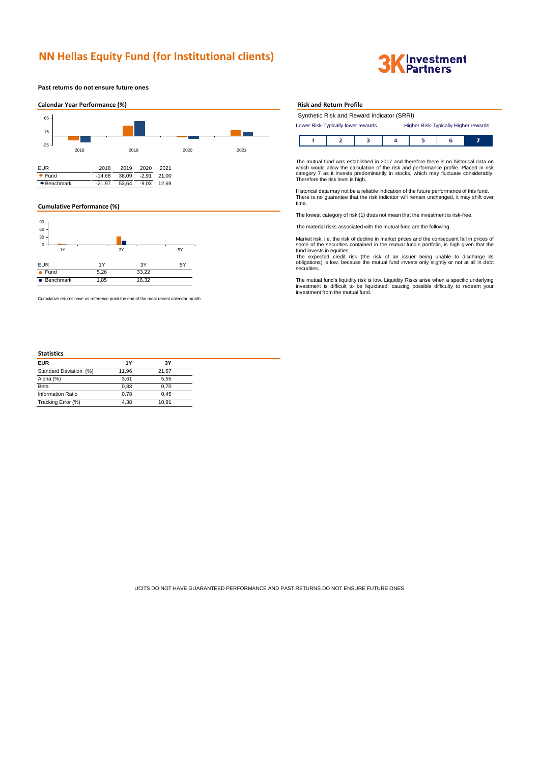# NN Hellas Equity Fund (for Institutional clients)

**Past returns do not ensure future ones**

## Calendar Year Performance (%)

| EUR | 2018 | 2019 | 2020 | 2021 |
|---|---|---|---|---|
| Fund | -14,68 | 38,09 | -2,91 | 21,00 |
| Benchmark | -21,97 | 53,64 | -9,03 | 12,69 |

## Cumulative Performance (%)

| EUR | 1Y | 3Y | 5Y |
|---|---|---|---|
| Fund | 5,26 | 33,22 | |
| Benchmark | 1,85 | 16,32 | |

Cumulative returns have as reference point the end of the most recent calendar month.

## Statistics

| EUR | 1Y | 3Y |
|---|---|---|
| Standard Deviation (%) | 11,96 | 21,67 |
| Alpha (%) | 3,61 | 5,55 |
| Beta | 0,83 | 0,70 |
| Information Ratio | 0,78 | 0,45 |
| Tracking Error (%) | 4,38 | 10,91 |

## Risk and Return Profile

Synthetic Risk and Reward Indicator (SRRI)

Lower Risk-Typically lower rewards — Higher Risk-Typically Higher rewards

| 1 | 2 | 3 | 4 | 5 | 6 | **7** |
|---|---|---|---|---|---|---|

The mutual fund was established in 2017 and therefore there is no historical data on which would allow the calculation of the risk and performance profile. Placed in risk category 7 as it invests predominantly in stocks, which may fluctuate considerably. Therefore the risk level is high.

Historical data may not be a reliable indication of the future performance of this fund. There is no guarantee that the risk indicator will remain unchanged, it may shift over time.

The lowest category of risk (1) does not mean that the investment is risk-free.

The material risks associated with the mutual fund are the following:

Market risk, i.e. the risk of decline in market prices and the consequent fall in prices of some of the securities contained in the mutual fund's portfolio, is high given that the fund invests in equities.
The expected credit risk (the risk of an issuer being unable to discharge its obligations) is low, because the mutual fund invests only slightly or not at all in debt securities.

The mutual fund's liquidity risk is low. Liquidity Risks arise when a specific underlying investment is difficult to be liquidated, causing possible difficulty to redeem your investment from the mutual fund.

UCITS DO NOT HAVE GUARANTEED PERFORMANCE AND PAST RETURNS DO NOT ENSURE FUTURE ONES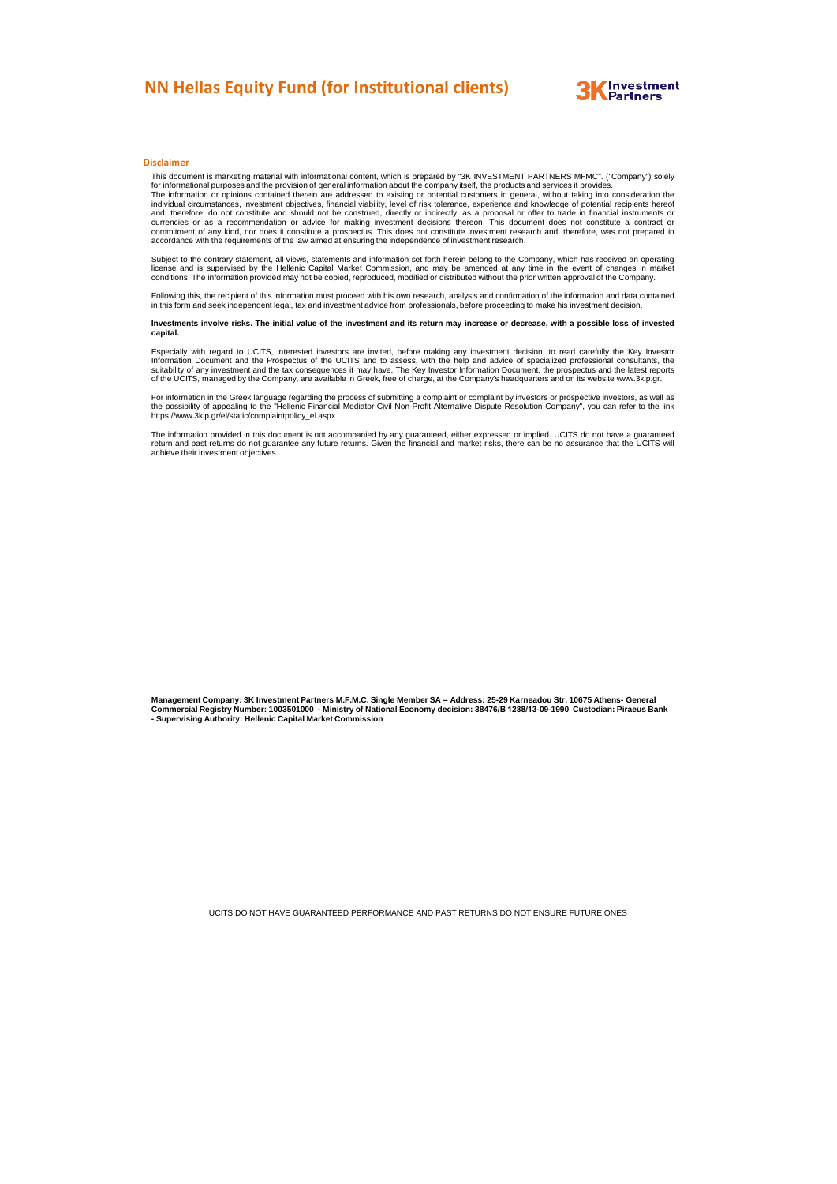## Disclaimer

This document is marketing material with informational content, which is prepared by "3K INVESTMENT PARTNERS MFMC". ("Company") solely for informational purposes and the provision of general information about the company itself, the products and services it provides.
The information or opinions contained therein are addressed to existing or potential customers in general, without taking into consideration the individual circumstances, investment objectives, financial viability, level of risk tolerance, experience and knowledge of potential recipients hereof and, therefore, do not constitute and should not be construed, directly or indirectly, as a proposal or offer to trade in financial instruments or currencies or as a recommendation or advice for making investment decisions thereon. This document does not constitute a contract or commitment of any kind, nor does it constitute a prospectus. This does not constitute investment research and, therefore, was not prepared in accordance with the requirements of the law aimed at ensuring the independence of investment research.

Subject to the contrary statement, all views, statements and information set forth herein belong to the Company, which has received an operating license and is supervised by the Hellenic Capital Market Commission, and may be amended at any time in the event of changes in market conditions. The information provided may not be copied, reproduced, modified or distributed without the prior written approval of the Company.

Following this, the recipient of this information must proceed with his own research, analysis and confirmation of the information and data contained in this form and seek independent legal, tax and investment advice from professionals, before proceeding to make his investment decision.

**Investments involve risks. The initial value of the investment and its return may increase or decrease, with a possible loss of invested capital.**

Especially with regard to UCITS, interested investors are invited, before making any investment decision, to read carefully the Key Investor Information Document and the Prospectus of the UCITS and to assess, with the help and advice of specialized professional consultants, the suitability of any investment and the tax consequences it may have. The Key Investor Information Document, the prospectus and the latest reports of the UCITS, managed by the Company, are available in Greek, free of charge, at the Company's headquarters and on its website www.3kip.gr.

For information in the Greek language regarding the process of submitting a complaint or complaint by investors or prospective investors, as well as the possibility of appealing to the "Hellenic Financial Mediator-Civil Non-Profit Alternative Dispute Resolution Company", you can refer to the link https://www.3kip.gr/el/static/complaintpolicy_el.aspx

The information provided in this document is not accompanied by any guaranteed, either expressed or implied. UCITS do not have a guaranteed return and past returns do not guarantee any future returns. Given the financial and market risks, there can be no assurance that the UCITS will achieve their investment objectives.

**Management Company: 3K Investment Partners M.F.M.C. Single Member SA – Address: 25-29 Karneadou Str, 10675 Athens- General Commercial Registry Number: 1003501000 - Ministry of National Economy decision: 38476/B 1288/13-09-1990 Custodian: Piraeus Bank - Supervising Authority: Hellenic Capital Market Commission**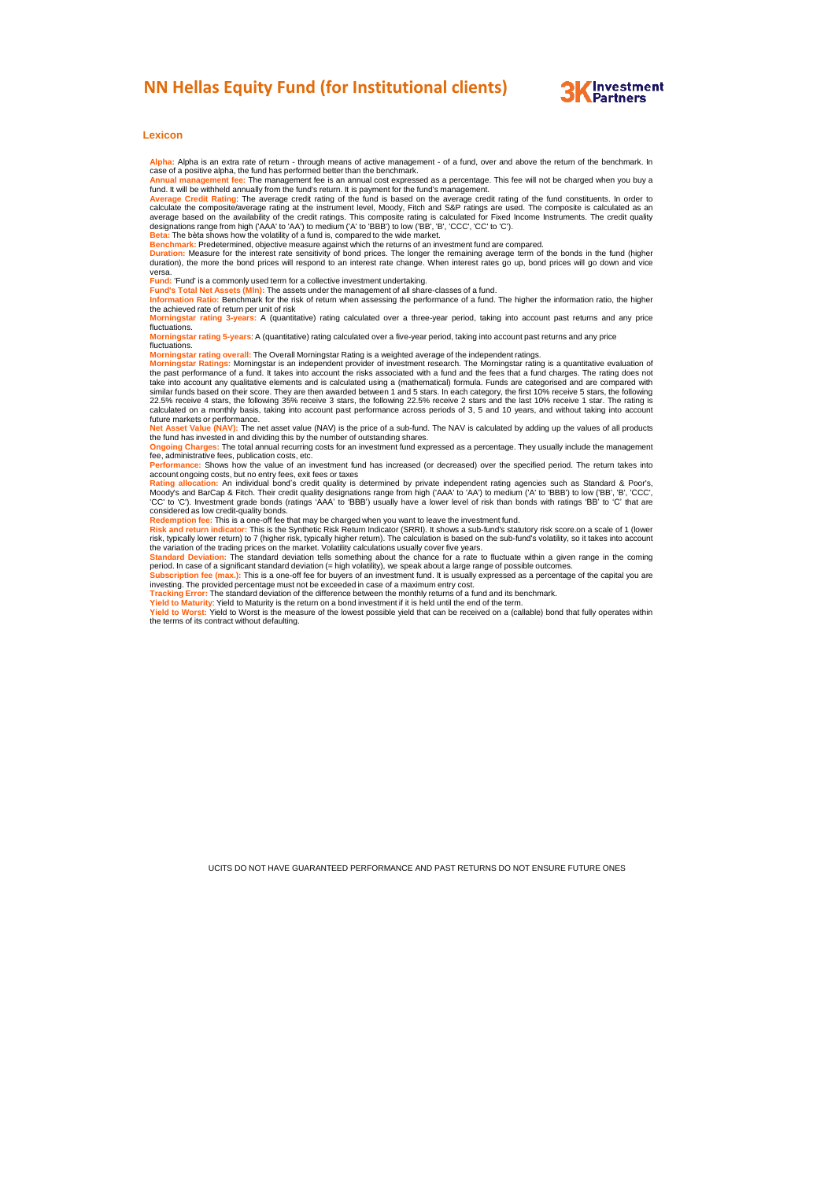# NN Hellas Equity Fund (for Institutional clients)

## Lexicon

**Alpha:** Alpha is an extra rate of return - through means of active management - of a fund, over and above the return of the benchmark. In case of a positive alpha, the fund has performed better than the benchmark.
**Annual management fee:** The management fee is an annual cost expressed as a percentage. This fee will not be charged when you buy a fund. It will be withheld annually from the fund's return. It is payment for the fund's management.
**Average Credit Rating:** The average credit rating of the fund is based on the average credit rating of the fund constituents. In order to calculate the composite/average rating at the instrument level, Moody, Fitch and S&P ratings are used. The composite is calculated as an average based on the availability of the credit ratings. This composite rating is calculated for Fixed Income Instruments. The credit quality designations range from high ('AAA' to 'AA') to medium ('A' to 'BBB') to low ('BB', 'B', 'CCC', 'CC' to 'C').
**Beta:** The bèta shows how the volatility of a fund is, compared to the wide market.
**Benchmark:** Predetermined, objective measure against which the returns of an investment fund are compared.
**Duration:** Measure for the interest rate sensitivity of bond prices. The longer the remaining average term of the bonds in the fund (higher duration), the more the bond prices will respond to an interest rate change. When interest rates go up, bond prices will go down and vice versa.
**Fund:** 'Fund' is a commonly used term for a collective investment undertaking.
**Fund's Total Net Assets (Mln):** The assets under the management of all share-classes of a fund.
**Information Ratio:** Benchmark for the risk of return when assessing the performance of a fund. The higher the information ratio, the higher the achieved rate of return per unit of risk
**Morningstar rating 3-years:** A (quantitative) rating calculated over a three-year period, taking into account past returns and any price fluctuations.
**Morningstar rating 5-years:** A (quantitative) rating calculated over a five-year period, taking into account past returns and any price fluctuations.
**Morningstar rating overall:** The Overall Morningstar Rating is a weighted average of the independent ratings.
**Morningstar Ratings:** Morningstar is an independent provider of investment research. The Morningstar rating is a quantitative evaluation of the past performance of a fund. It takes into account the risks associated with a fund and the fees that a fund charges. The rating does not take into account any qualitative elements and is calculated using a (mathematical) formula. Funds are categorised and are compared with similar funds based on their score. They are then awarded between 1 and 5 stars. In each category, the first 10% receive 5 stars, the following 22.5% receive 4 stars, the following 35% receive 3 stars, the following 22.5% receive 2 stars and the last 10% receive 1 star. The rating is calculated on a monthly basis, taking into account past performance across periods of 3, 5 and 10 years, and without taking into account future markets or performance.
**Net Asset Value (NAV):** The net asset value (NAV) is the price of a sub-fund. The NAV is calculated by adding up the values of all products the fund has invested in and dividing this by the number of outstanding shares.
**Ongoing Charges:** The total annual recurring costs for an investment fund expressed as a percentage. They usually include the management fee, administrative fees, publication costs, etc.
**Performance:** Shows how the value of an investment fund has increased (or decreased) over the specified period. The return takes into account ongoing costs, but no entry fees, exit fees or taxes
**Rating allocation:** An individual bond's credit quality is determined by private independent rating agencies such as Standard & Poor's, Moody's and BarCap & Fitch. Their credit quality designations range from high ('AAA' to 'AA') to medium ('A' to 'BBB') to low ('BB', 'B', 'CCC', 'CC' to 'C'). Investment grade bonds (ratings 'AAA' to 'BBB') usually have a lower level of risk than bonds with ratings 'BB' to 'C' that are considered as low credit-quality bonds.
**Redemption fee:** This is a one-off fee that may be charged when you want to leave the investment fund.
**Risk and return indicator:** This is the Synthetic Risk Return Indicator (SRRI). It shows a sub-fund's statutory risk score.on a scale of 1 (lower risk, typically lower return) to 7 (higher risk, typically higher return). The calculation is based on the sub-fund's volatility, so it takes into account the variation of the trading prices on the market. Volatility calculations usually cover five years.
**Standard Deviation:** The standard deviation tells something about the chance for a rate to fluctuate within a given range in the coming period. In case of a significant standard deviation (= high volatility), we speak about a large range of possible outcomes.
**Subscription fee (max.):** This is a one-off fee for buyers of an investment fund. It is usually expressed as a percentage of the capital you are investing. The provided percentage must not be exceeded in case of a maximum entry cost.
**Tracking Error:** The standard deviation of the difference between the monthly returns of a fund and its benchmark.
**Yield to Maturity:** Yield to Maturity is the return on a bond investment if it is held until the end of the term.
**Yield to Worst:** Yield to Worst is the measure of the lowest possible yield that can be received on a (callable) bond that fully operates within the terms of its contract without defaulting.

UCITS DO NOT HAVE GUARANTEED PERFORMANCE AND PAST RETURNS DO NOT ENSURE FUTURE ONES